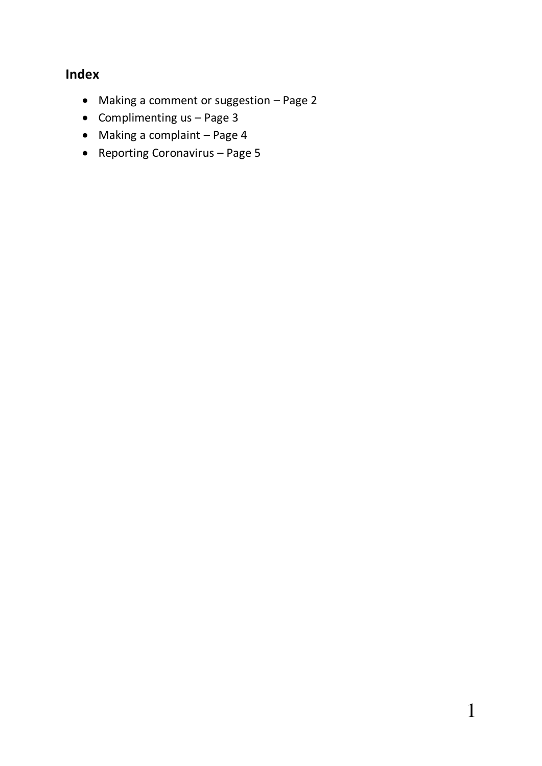## Index

- Making a comment or suggestion – Page 2
- Complimenting us – Page 3
- Making a complaint – Page 4
- Reporting Coronavirus – Page 5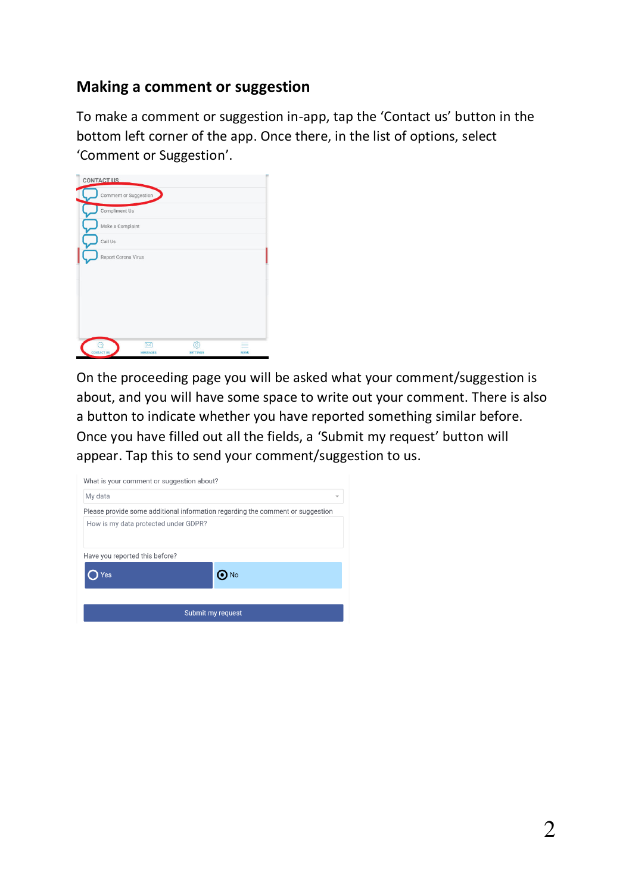## Making a comment or suggestion

To make a comment or suggestion in-app, tap the ‘Contact us’ button in the bottom left corner of the app. Once there, in the list of options, select ‘Comment or Suggestion’.

On the proceeding page you will be asked what your comment/suggestion is about, and you will have some space to write out your comment. There is also a button to indicate whether you have reported something similar before. Once you have filled out all the fields, a ‘Submit my request’ button will appear. Tap this to send your comment/suggestion to us.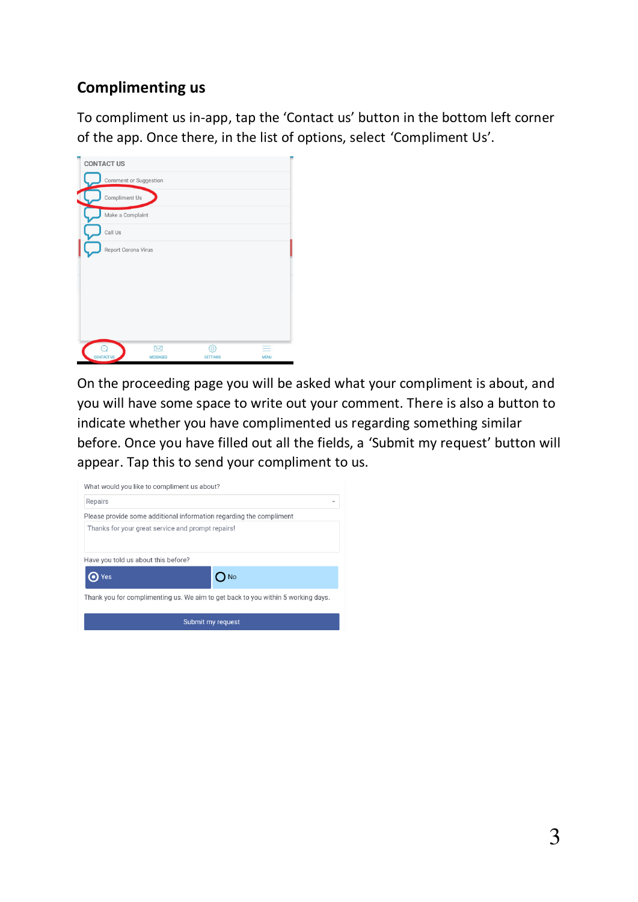## Complimenting us

To compliment us in-app, tap the 'Contact us' button in the bottom left corner of the app. Once there, in the list of options, select 'Compliment Us'.

On the proceeding page you will be asked what your compliment is about, and you will have some space to write out your comment. There is also a button to indicate whether you have complimented us regarding something similar before. Once you have filled out all the fields, a 'Submit my request' button will appear. Tap this to send your compliment to us.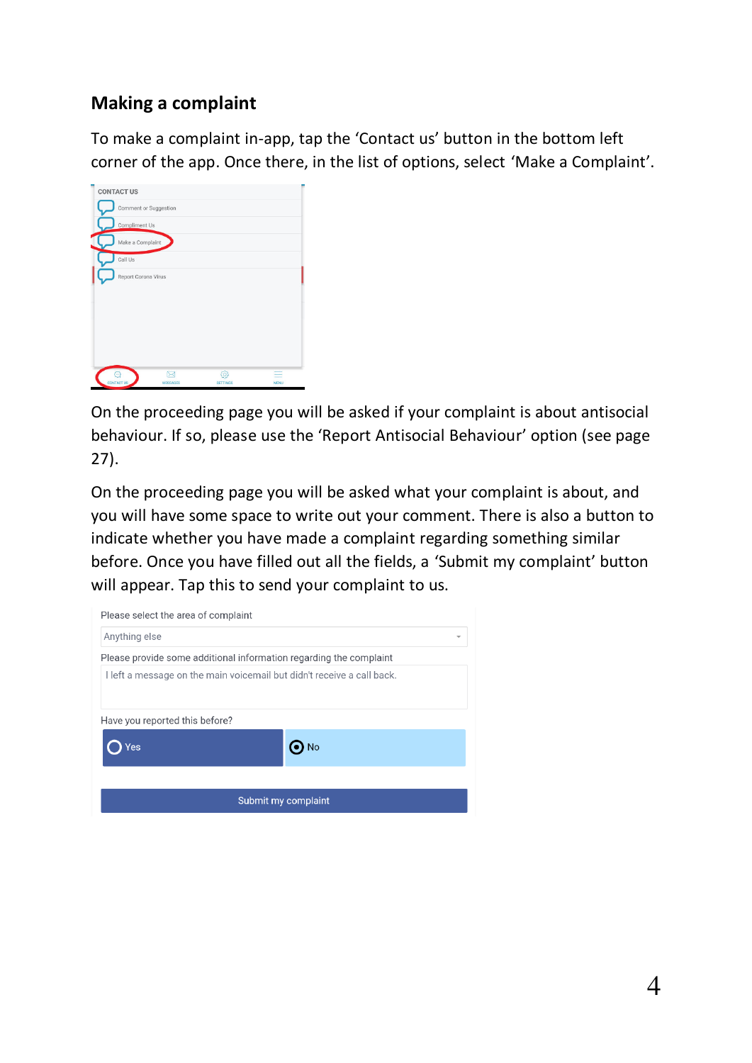## Making a complaint

To make a complaint in-app, tap the 'Contact us' button in the bottom left corner of the app. Once there, in the list of options, select 'Make a Complaint'.

On the proceeding page you will be asked if your complaint is about antisocial behaviour. If so, please use the 'Report Antisocial Behaviour' option (see page 27).

On the proceeding page you will be asked what your complaint is about, and you will have some space to write out your comment. There is also a button to indicate whether you have made a complaint regarding something similar before. Once you have filled out all the fields, a 'Submit my complaint' button will appear. Tap this to send your complaint to us.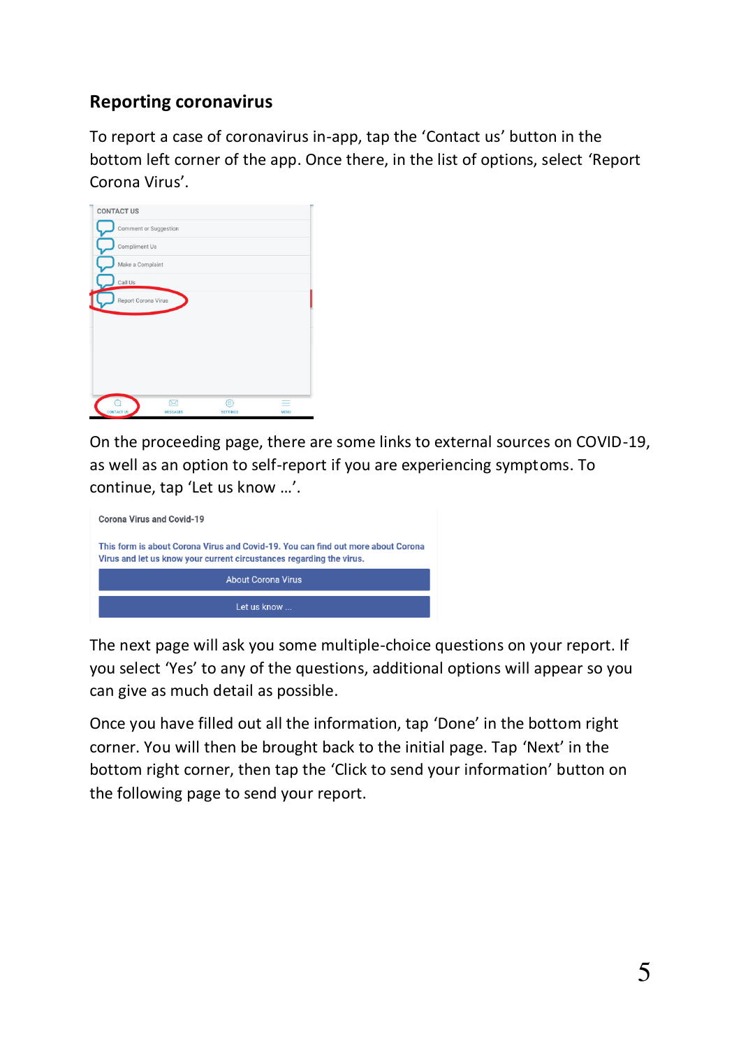## Reporting coronavirus

To report a case of coronavirus in-app, tap the 'Contact us' button in the bottom left corner of the app. Once there, in the list of options, select 'Report Corona Virus'.

On the proceeding page, there are some links to external sources on COVID-19, as well as an option to self-report if you are experiencing symptoms. To continue, tap 'Let us know …'.

The next page will ask you some multiple-choice questions on your report. If you select 'Yes' to any of the questions, additional options will appear so you can give as much detail as possible.

Once you have filled out all the information, tap 'Done' in the bottom right corner. You will then be brought back to the initial page. Tap 'Next' in the bottom right corner, then tap the 'Click to send your information' button on the following page to send your report.